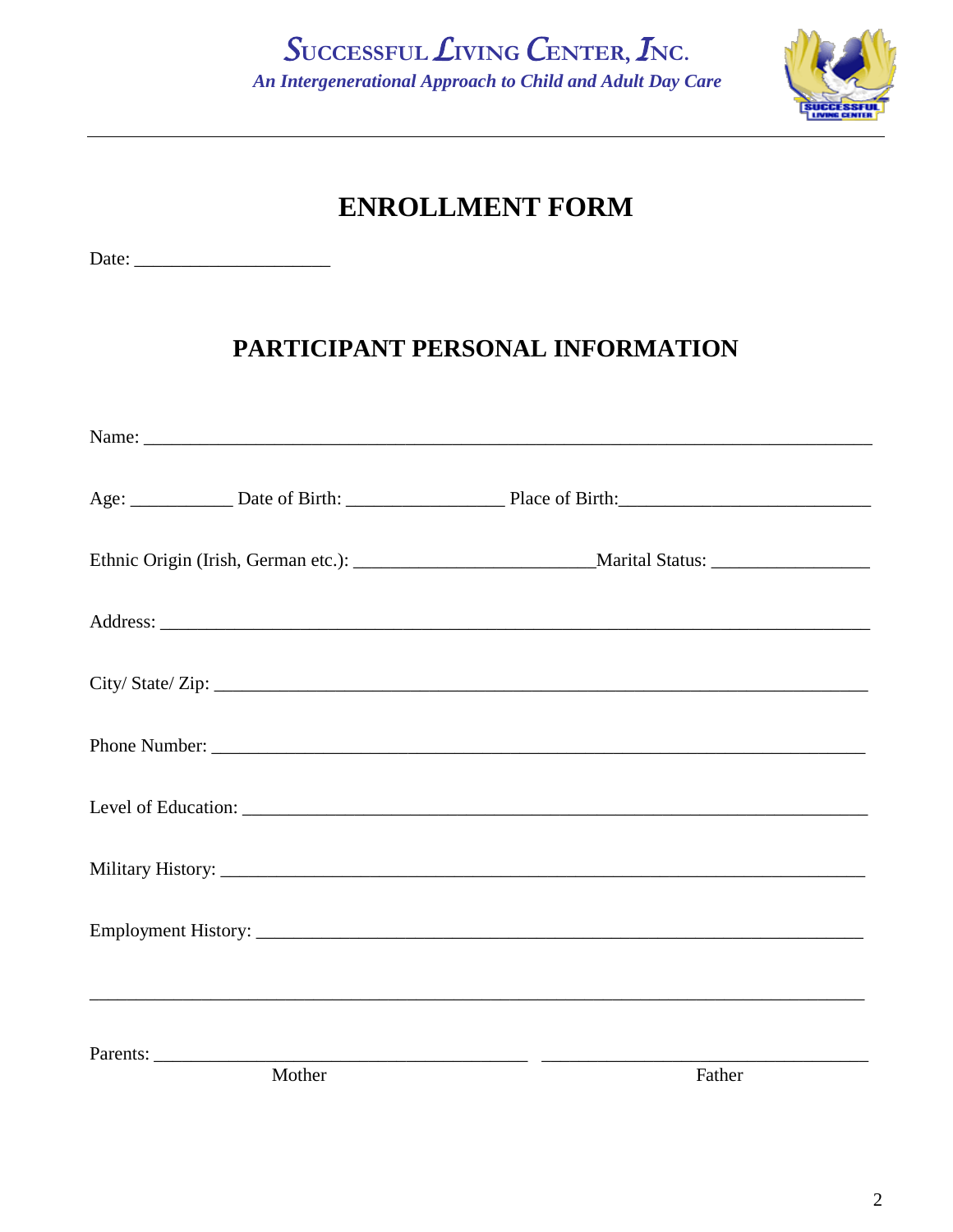SUCCESSFUL LIVING CENTER, INC.

*An Intergenerational Approach to Child and Adult Day Care*

# ENROLLMENT FORM

Date: ____________________

## PARTICIPANT PERSONAL INFORMATION

Name: ___________________________________________________________________________

Age: __________ Date of Birth: ________________ Place of Birth:__________________________

Ethnic Origin (Irish, German etc.): ________________________Marital Status: ________________

Address: _________________________________________________________________________

City/ State/ Zip: ____________________________________________________________________

Phone Number: _____________________________________________________________________

Level of Education: __________________________________________________________________

Military History: ____________________________________________________________________

Employment History: _________________________________________________________________

_________________________________________________________________________________

Parents: _______________________________________ __________________________________

Mother Father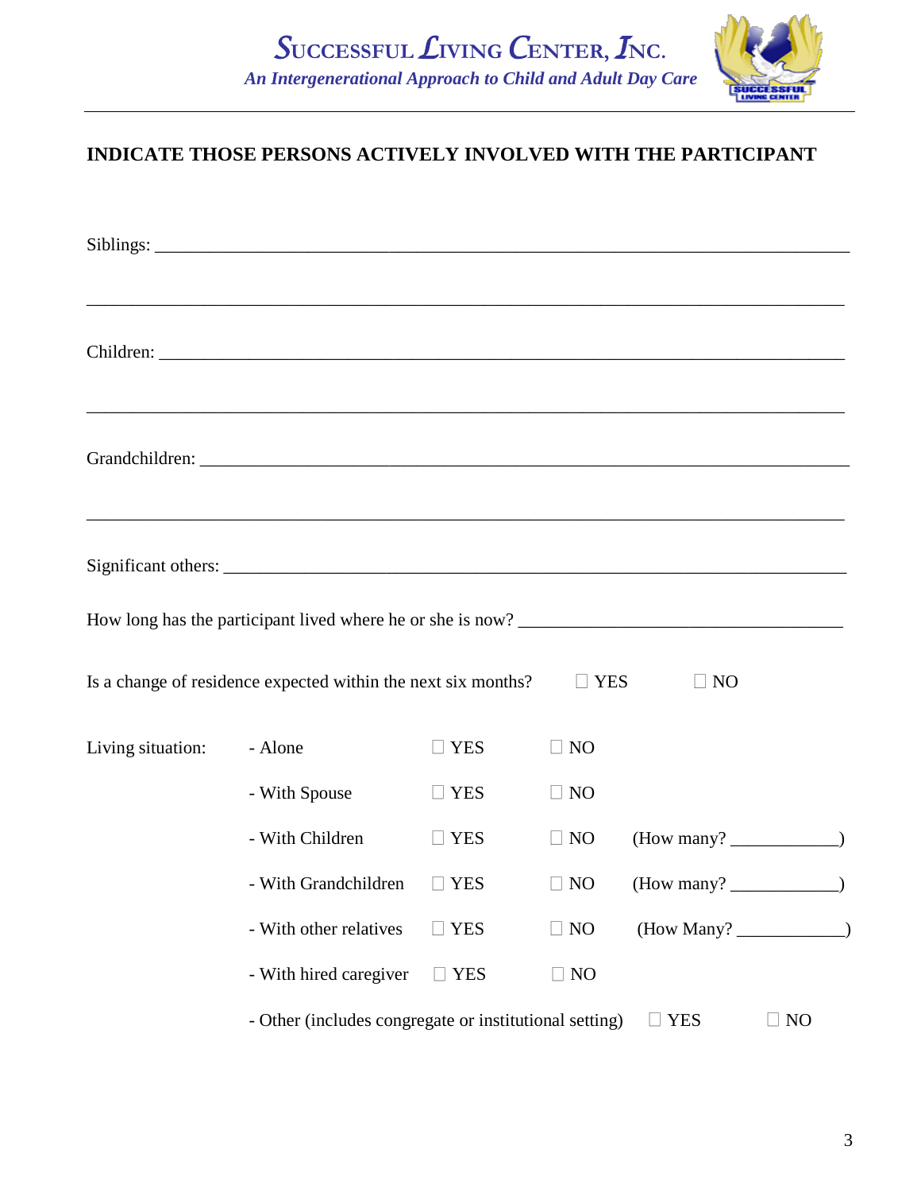**SUCCESSFUL LIVING CENTER, INC.**

*An Intergenerational Approach to Child and Adult Day Care*

## INDICATE THOSE PERSONS ACTIVELY INVOLVED WITH THE PARTICIPANT

Siblings: ___________________________________________________________________________

___________________________________________________________________________________

Children: __________________________________________________________________________

___________________________________________________________________________________

Grandchildren: ______________________________________________________________________

___________________________________________________________________________________

Significant others: ____________________________________________________________________

How long has the participant lived where he or she is now? __________________________________

Is a change of residence expected within the next six months? ☐ YES ☐ NO

| Living situation: | | | | |
|---|---|---|---|---|
| | - Alone | ☐ YES | ☐ NO | |
| | - With Spouse | ☐ YES | ☐ NO | |
| | - With Children | ☐ YES | ☐ NO | (How many? ___________) |
| | - With Grandchildren | ☐ YES | ☐ NO | (How many? ___________) |
| | - With other relatives | ☐ YES | ☐ NO | (How Many? ___________) |
| | - With hired caregiver | ☐ YES | ☐ NO | |
| | - Other (includes congregate or institutional setting) | ☐ YES | ☐ NO | |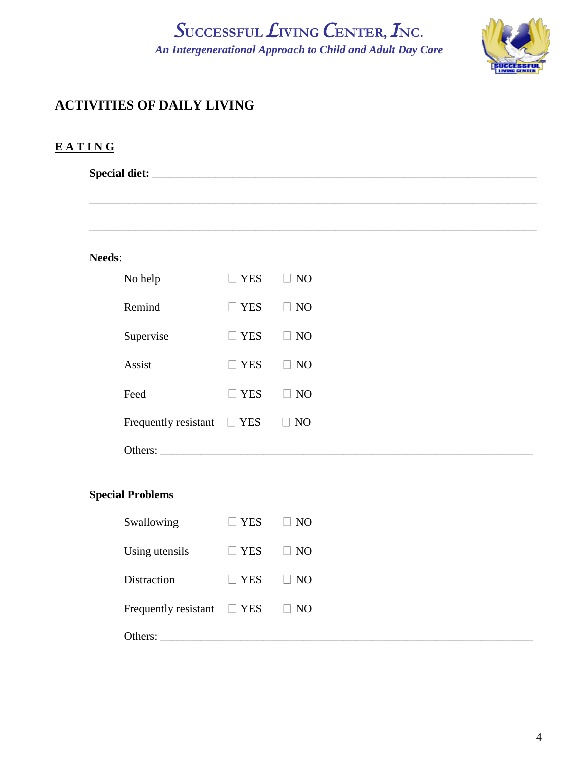# SUCCESSFUL LIVING CENTER, INC.

*An Intergenerational Approach to Child and Adult Day Care*

---

## ACTIVITIES OF DAILY LIVING

### EATING

**Special diet:** ______________________________________________________________

________________________________________________________________________

________________________________________________________________________

**Needs**:

| | | |
|---|---|---|
| No help | ☐ YES | ☐ NO |
| Remind | ☐ YES | ☐ NO |
| Supervise | ☐ YES | ☐ NO |
| Assist | ☐ YES | ☐ NO |
| Feed | ☐ YES | ☐ NO |
| Frequently resistant | ☐ YES | ☐ NO |

Others: ____________________________________________________________

**Special Problems**

| | | |
|---|---|---|
| Swallowing | ☐ YES | ☐ NO |
| Using utensils | ☐ YES | ☐ NO |
| Distraction | ☐ YES | ☐ NO |
| Frequently resistant | ☐ YES | ☐ NO |

Others: ____________________________________________________________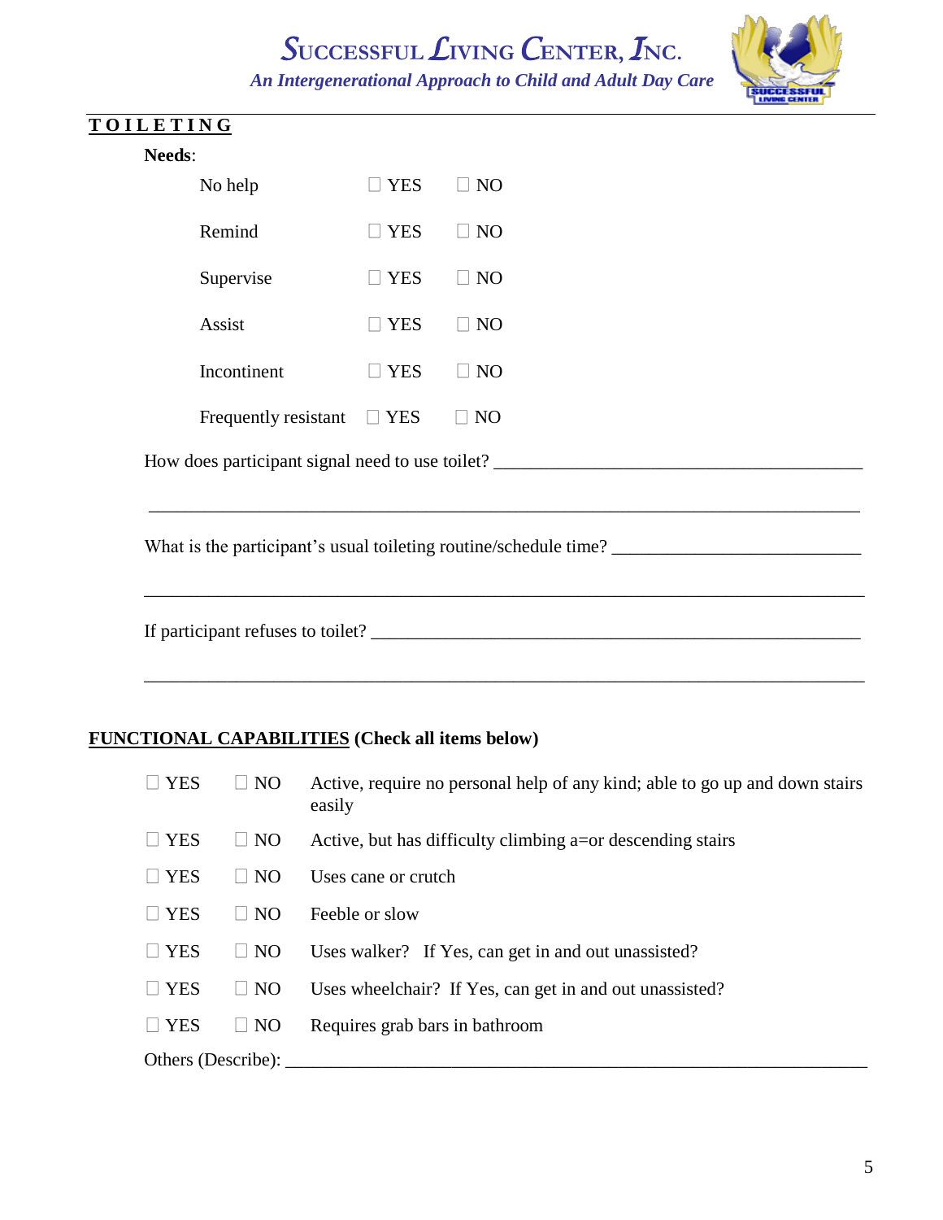# Successful Living Center, Inc.

*An Intergenerational Approach to Child and Adult Day Care*

## TOILETING

**Needs**:

| | | |
|---|---|---|
| No help | ☐ YES | ☐ NO |
| Remind | ☐ YES | ☐ NO |
| Supervise | ☐ YES | ☐ NO |
| Assist | ☐ YES | ☐ NO |
| Incontinent | ☐ YES | ☐ NO |
| Frequently resistant | ☐ YES | ☐ NO |

How does participant signal need to use toilet? ___________________________________________

___________________________________________________________________________

What is the participant's usual toileting routine/schedule time? ____________________________

___________________________________________________________________________

If participant refuses to toilet? ______________________________________________________

___________________________________________________________________________

## FUNCTIONAL CAPABILITIES (Check all items below)

| | | |
|---|---|---|
| ☐ YES | ☐ NO | Active, require no personal help of any kind; able to go up and down stairs easily |
| ☐ YES | ☐ NO | Active, but has difficulty climbing a=or descending stairs |
| ☐ YES | ☐ NO | Uses cane or crutch |
| ☐ YES | ☐ NO | Feeble or slow |
| ☐ YES | ☐ NO | Uses walker? If Yes, can get in and out unassisted? |
| ☐ YES | ☐ NO | Uses wheelchair? If Yes, can get in and out unassisted? |
| ☐ YES | ☐ NO | Requires grab bars in bathroom |

Others (Describe): ________________________________________________________________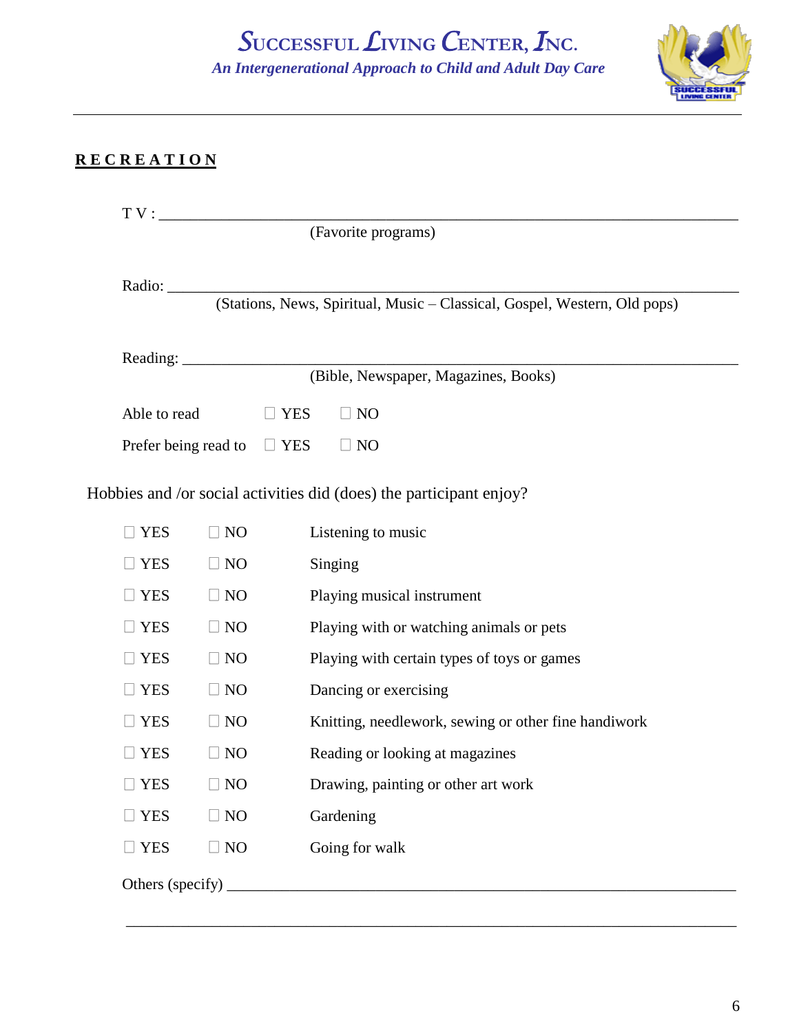# SUCCESSFUL LIVING CENTER, INC.

*An Intergenerational Approach to Child and Adult Day Care*

---

## RECREATION

T V : ______________________________________________________________________
(Favorite programs)

Radio: _____________________________________________________________________
(Stations, News, Spiritual, Music – Classical, Gospel, Western, Old pops)

Reading: ___________________________________________________________________
(Bible, Newspaper, Magazines, Books)

Able to read ☐ YES ☐ NO

Prefer being read to ☐ YES ☐ NO

Hobbies and /or social activities did (does) the participant enjoy?

| | | |
|---|---|---|
| ☐ YES | ☐ NO | Listening to music |
| ☐ YES | ☐ NO | Singing |
| ☐ YES | ☐ NO | Playing musical instrument |
| ☐ YES | ☐ NO | Playing with or watching animals or pets |
| ☐ YES | ☐ NO | Playing with certain types of toys or games |
| ☐ YES | ☐ NO | Dancing or exercising |
| ☐ YES | ☐ NO | Knitting, needlework, sewing or other fine handiwork |
| ☐ YES | ☐ NO | Reading or looking at magazines |
| ☐ YES | ☐ NO | Drawing, painting or other art work |
| ☐ YES | ☐ NO | Gardening |
| ☐ YES | ☐ NO | Going for walk |

Others (specify) ____________________________________________________________

_____________________________________________________________________________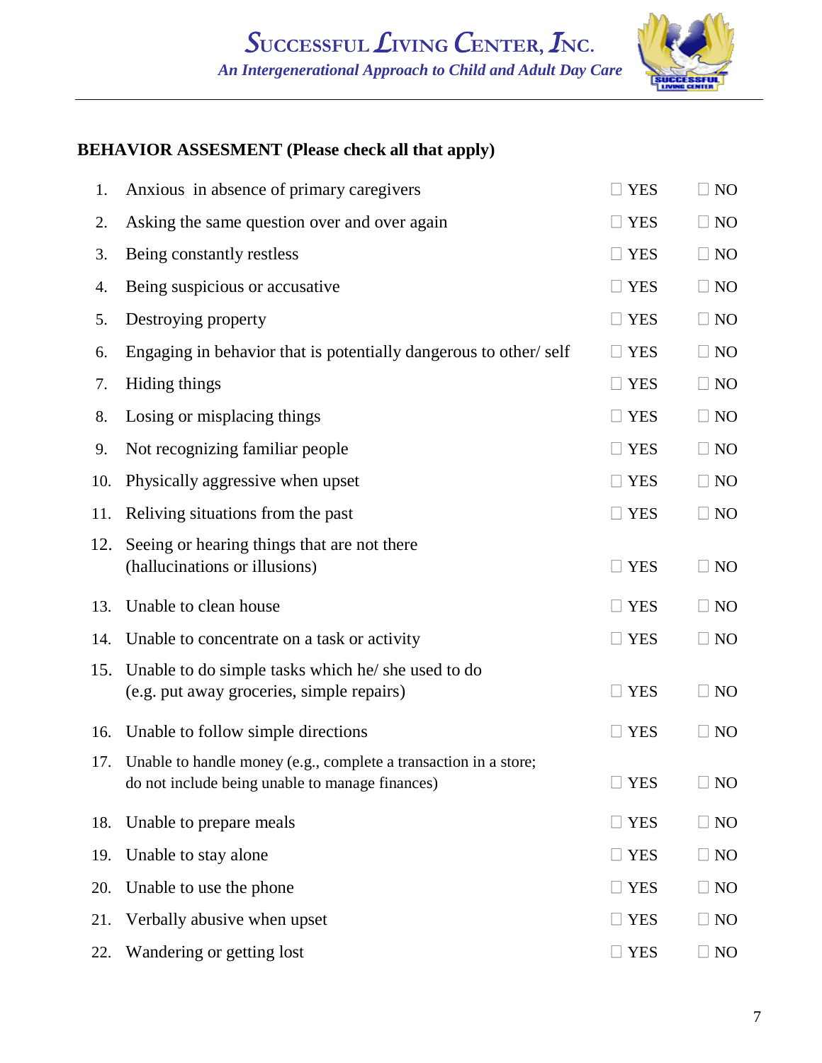# SUCCESSFUL LIVING CENTER, INC.

*An Intergenerational Approach to Child and Adult Day Care*

**BEHAVIOR ASSESMENT (Please check all that apply)**

| # | Behavior | YES | NO |
|---|---|---|---|
| 1. | Anxious in absence of primary caregivers | ☐ YES | ☐ NO |
| 2. | Asking the same question over and over again | ☐ YES | ☐ NO |
| 3. | Being constantly restless | ☐ YES | ☐ NO |
| 4. | Being suspicious or accusative | ☐ YES | ☐ NO |
| 5. | Destroying property | ☐ YES | ☐ NO |
| 6. | Engaging in behavior that is potentially dangerous to other/ self | ☐ YES | ☐ NO |
| 7. | Hiding things | ☐ YES | ☐ NO |
| 8. | Losing or misplacing things | ☐ YES | ☐ NO |
| 9. | Not recognizing familiar people | ☐ YES | ☐ NO |
| 10. | Physically aggressive when upset | ☐ YES | ☐ NO |
| 11. | Reliving situations from the past | ☐ YES | ☐ NO |
| 12. | Seeing or hearing things that are not there (hallucinations or illusions) | ☐ YES | ☐ NO |
| 13. | Unable to clean house | ☐ YES | ☐ NO |
| 14. | Unable to concentrate on a task or activity | ☐ YES | ☐ NO |
| 15. | Unable to do simple tasks which he/ she used to do (e.g. put away groceries, simple repairs) | ☐ YES | ☐ NO |
| 16. | Unable to follow simple directions | ☐ YES | ☐ NO |
| 17. | Unable to handle money (e.g., complete a transaction in a store; do not include being unable to manage finances) | ☐ YES | ☐ NO |
| 18. | Unable to prepare meals | ☐ YES | ☐ NO |
| 19. | Unable to stay alone | ☐ YES | ☐ NO |
| 20. | Unable to use the phone | ☐ YES | ☐ NO |
| 21. | Verbally abusive when upset | ☐ YES | ☐ NO |
| 22. | Wandering or getting lost | ☐ YES | ☐ NO |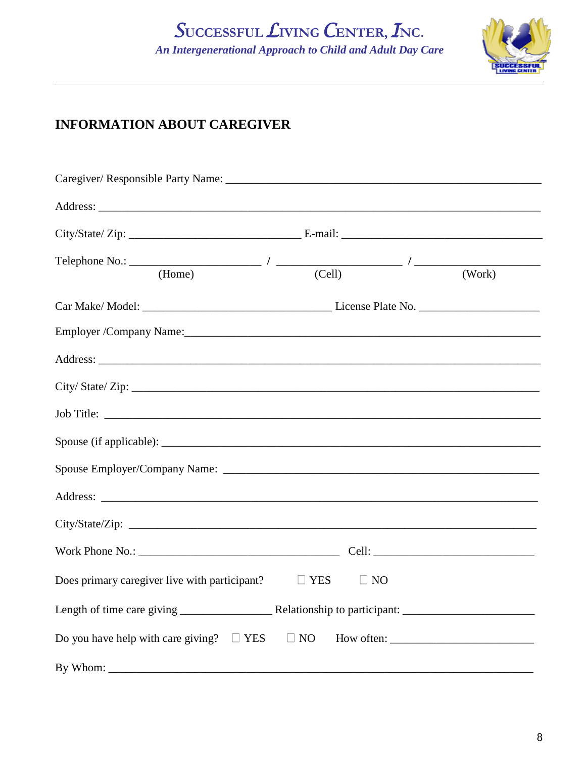**SUCCESSFUL LIVING CENTER, INC.**
*An Intergenerational Approach to Child and Adult Day Care*

## INFORMATION ABOUT CAREGIVER

Caregiver/ Responsible Party Name: \_\_\_\_\_\_\_\_\_\_\_\_\_\_\_\_\_\_\_\_\_\_\_\_\_\_\_\_\_\_\_\_\_\_\_\_\_\_\_\_\_\_\_\_\_\_\_\_

Address: \_\_\_\_\_\_\_\_\_\_\_\_\_\_\_\_\_\_\_\_\_\_\_\_\_\_\_\_\_\_\_\_\_\_\_\_\_\_\_\_\_\_\_\_\_\_\_\_\_\_\_\_\_\_\_\_\_\_\_\_\_\_\_\_

City/State/ Zip: \_\_\_\_\_\_\_\_\_\_\_\_\_\_\_\_\_\_\_\_\_\_\_\_\_\_ E-mail: \_\_\_\_\_\_\_\_\_\_\_\_\_\_\_\_\_\_\_\_\_\_\_\_\_\_\_\_\_\_

Telephone No.: \_\_\_\_\_\_\_\_\_\_\_\_\_\_\_\_\_\_\_\_ (Home) / \_\_\_\_\_\_\_\_\_\_\_\_\_\_\_\_\_\_\_\_ (Cell) / \_\_\_\_\_\_\_\_\_\_\_\_\_\_\_\_\_\_\_\_ (Work)

Car Make/ Model: \_\_\_\_\_\_\_\_\_\_\_\_\_\_\_\_\_\_\_\_\_\_\_\_\_\_\_\_\_ License Plate No. \_\_\_\_\_\_\_\_\_\_\_\_\_\_\_\_\_\_\_\_

Employer /Company Name:\_\_\_\_\_\_\_\_\_\_\_\_\_\_\_\_\_\_\_\_\_\_\_\_\_\_\_\_\_\_\_\_\_\_\_\_\_\_\_\_\_\_\_\_\_\_\_\_\_\_\_\_\_\_

Address: \_\_\_\_\_\_\_\_\_\_\_\_\_\_\_\_\_\_\_\_\_\_\_\_\_\_\_\_\_\_\_\_\_\_\_\_\_\_\_\_\_\_\_\_\_\_\_\_\_\_\_\_\_\_\_\_\_\_\_\_\_\_\_\_

City/ State/ Zip: \_\_\_\_\_\_\_\_\_\_\_\_\_\_\_\_\_\_\_\_\_\_\_\_\_\_\_\_\_\_\_\_\_\_\_\_\_\_\_\_\_\_\_\_\_\_\_\_\_\_\_\_\_\_\_\_\_\_\_

Job Title: \_\_\_\_\_\_\_\_\_\_\_\_\_\_\_\_\_\_\_\_\_\_\_\_\_\_\_\_\_\_\_\_\_\_\_\_\_\_\_\_\_\_\_\_\_\_\_\_\_\_\_\_\_\_\_\_\_\_\_\_\_\_\_\_

Spouse (if applicable): \_\_\_\_\_\_\_\_\_\_\_\_\_\_\_\_\_\_\_\_\_\_\_\_\_\_\_\_\_\_\_\_\_\_\_\_\_\_\_\_\_\_\_\_\_\_\_\_\_\_\_\_\_\_\_

Spouse Employer/Company Name: \_\_\_\_\_\_\_\_\_\_\_\_\_\_\_\_\_\_\_\_\_\_\_\_\_\_\_\_\_\_\_\_\_\_\_\_\_\_\_\_\_\_\_\_\_\_\_\_

Address: \_\_\_\_\_\_\_\_\_\_\_\_\_\_\_\_\_\_\_\_\_\_\_\_\_\_\_\_\_\_\_\_\_\_\_\_\_\_\_\_\_\_\_\_\_\_\_\_\_\_\_\_\_\_\_\_\_\_\_\_\_\_\_\_

City/State/Zip: \_\_\_\_\_\_\_\_\_\_\_\_\_\_\_\_\_\_\_\_\_\_\_\_\_\_\_\_\_\_\_\_\_\_\_\_\_\_\_\_\_\_\_\_\_\_\_\_\_\_\_\_\_\_\_\_\_\_\_\_

Work Phone No.: \_\_\_\_\_\_\_\_\_\_\_\_\_\_\_\_\_\_\_\_\_\_\_\_\_\_\_\_\_\_\_\_ Cell: \_\_\_\_\_\_\_\_\_\_\_\_\_\_\_\_\_\_\_\_\_\_\_\_\_\_

Does primary caregiver live with participant? ☐ YES ☐ NO

Length of time care giving \_\_\_\_\_\_\_\_\_\_\_\_\_\_ Relationship to participant: \_\_\_\_\_\_\_\_\_\_\_\_\_\_\_\_\_\_\_\_\_\_

Do you have help with care giving? ☐ YES ☐ NO How often: \_\_\_\_\_\_\_\_\_\_\_\_\_\_\_\_\_\_\_\_\_\_\_\_

By Whom: \_\_\_\_\_\_\_\_\_\_\_\_\_\_\_\_\_\_\_\_\_\_\_\_\_\_\_\_\_\_\_\_\_\_\_\_\_\_\_\_\_\_\_\_\_\_\_\_\_\_\_\_\_\_\_\_\_\_\_\_\_\_\_\_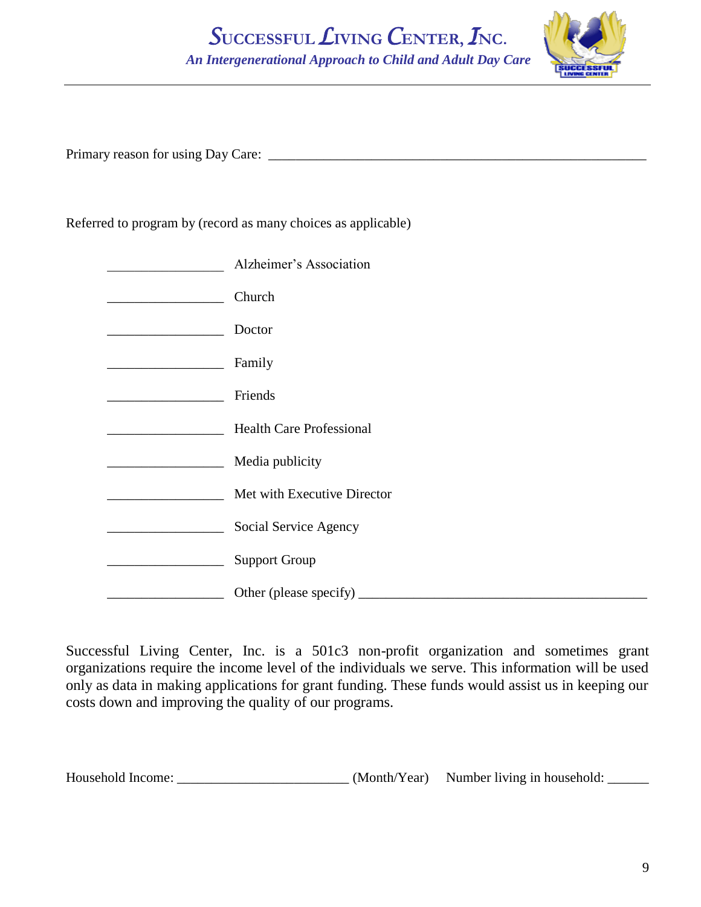Primary reason for using Day Care: ___________________________________________________________

Referred to program by (record as many choices as applicable)

_________________ Alzheimer's Association

_________________ Church

_________________ Doctor

_________________ Family

_________________ Friends

_________________ Health Care Professional

_________________ Media publicity

_________________ Met with Executive Director

_________________ Social Service Agency

_________________ Support Group

_________________ Other (please specify) ___________________________________________

Successful Living Center, Inc. is a 501c3 non-profit organization and sometimes grant organizations require the income level of the individuals we serve. This information will be used only as data in making applications for grant funding. These funds would assist us in keeping our costs down and improving the quality of our programs.

Household Income: ________________________ (Month/Year) Number living in household: ______